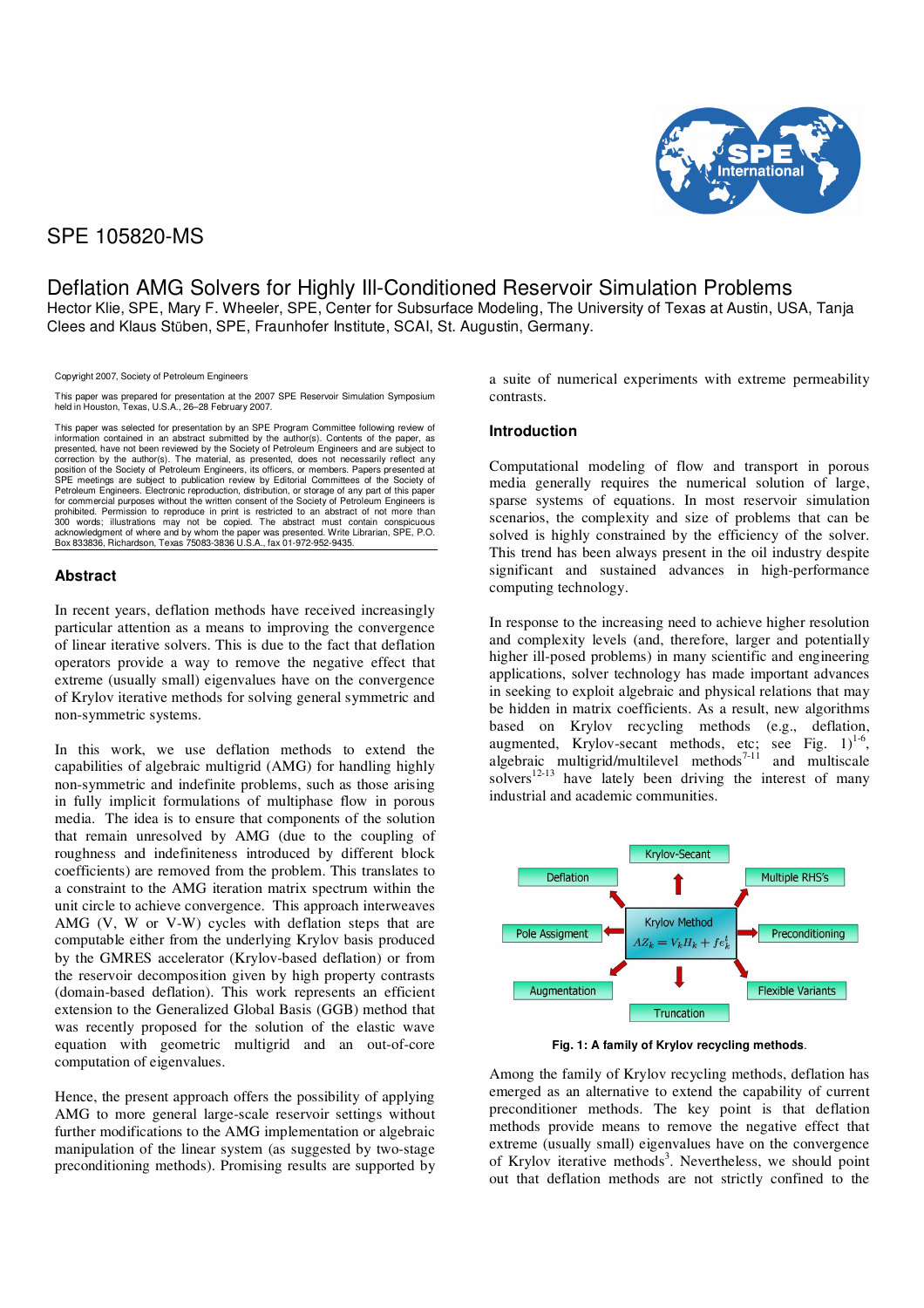SPE 105820-MS

# Deflation AMG Solvers for Highly Ill-Conditioned Reservoir Simulation Problems

Hector Klie, SPE, Mary F. Wheeler, SPE, Center for Subsurface Modeling, The University of Texas at Austin, USA, Tanja Clees and Klaus Stüben, SPE, Fraunhofer Institute, SCAI, St. Augustin, Germany.

Copyright 2007, Society of Petroleum Engineers

This paper was prepared for presentation at the 2007 SPE Reservoir Simulation Symposium held in Houston, Texas, U.S.A., 26–28 February 2007.

This paper was selected for presentation by an SPE Program Committee following review of information contained in an abstract submitted by the author(s). Contents of the paper, as presented, have not been reviewed by the Society of Petroleum Engineers and are subject to correction by the author(s). The material, as presented, does not necessarily reflect any position of the Society of Petroleum Engineers, its officers, or members. Papers presented at SPE meetings are subject to publication review by Editorial Committees of the Society of Petroleum Engineers. Electronic reproduction, distribution, or storage of any part of this paper for commercial purposes without the written consent of the Society of Petroleum Engineers is prohibited. Permission to reproduce in print is restricted to an abstract of not more than 300 words; illustrations may not be copied. The abstract must contain conspicuous acknowledgment of where and by whom the paper was presented. Write Librarian, SPE, P.O. Box 833836, Richardson, Texas 75083-3836 U.S.A., fax 01-972-952-9435.

## Abstract

In recent years, deflation methods have received increasingly particular attention as a means to improving the convergence of linear iterative solvers. This is due to the fact that deflation operators provide a way to remove the negative effect that extreme (usually small) eigenvalues have on the convergence of Krylov iterative methods for solving general symmetric and non-symmetric systems.

In this work, we use deflation methods to extend the capabilities of algebraic multigrid (AMG) for handling highly non-symmetric and indefinite problems, such as those arising in fully implicit formulations of multiphase flow in porous media. The idea is to ensure that components of the solution that remain unresolved by AMG (due to the coupling of roughness and indefiniteness introduced by different block coefficients) are removed from the problem. This translates to a constraint to the AMG iteration matrix spectrum within the unit circle to achieve convergence. This approach interweaves AMG (V, W or V-W) cycles with deflation steps that are computable either from the underlying Krylov basis produced by the GMRES accelerator (Krylov-based deflation) or from the reservoir decomposition given by high property contrasts (domain-based deflation). This work represents an efficient extension to the Generalized Global Basis (GGB) method that was recently proposed for the solution of the elastic wave equation with geometric multigrid and an out-of-core computation of eigenvalues.

Hence, the present approach offers the possibility of applying AMG to more general large-scale reservoir settings without further modifications to the AMG implementation or algebraic manipulation of the linear system (as suggested by two-stage preconditioning methods). Promising results are supported by a suite of numerical experiments with extreme permeability contrasts.

## Introduction

Computational modeling of flow and transport in porous media generally requires the numerical solution of large, sparse systems of equations. In most reservoir simulation scenarios, the complexity and size of problems that can be solved is highly constrained by the efficiency of the solver. This trend has been always present in the oil industry despite significant and sustained advances in high-performance computing technology.

In response to the increasing need to achieve higher resolution and complexity levels (and, therefore, larger and potentially higher ill-posed problems) in many scientific and engineering applications, solver technology has made important advances in seeking to exploit algebraic and physical relations that may be hidden in matrix coefficients. As a result, new algorithms based on Krylov recycling methods (e.g., deflation, augmented, Krylov-secant methods, etc; see Fig. 1)[1-6], algebraic multigrid/multilevel methods[7-11] and multiscale solvers[12-13] have lately been driving the interest of many industrial and academic communities.

Krylov-Secant | Deflation | Multiple RHS's | Pole Assigment | Krylov Method $AZ_k = V_k H_k + f e_k^t$ | Preconditioning | Augmentation | Flexible Variants | Truncation

**Fig. 1: A family of Krylov recycling methods**.

Among the family of Krylov recycling methods, deflation has emerged as an alternative to extend the capability of current preconditioner methods. The key point is that deflation methods provide means to remove the negative effect that extreme (usually small) eigenvalues have on the convergence of Krylov iterative methods[3]. Nevertheless, we should point out that deflation methods are not strictly confined to the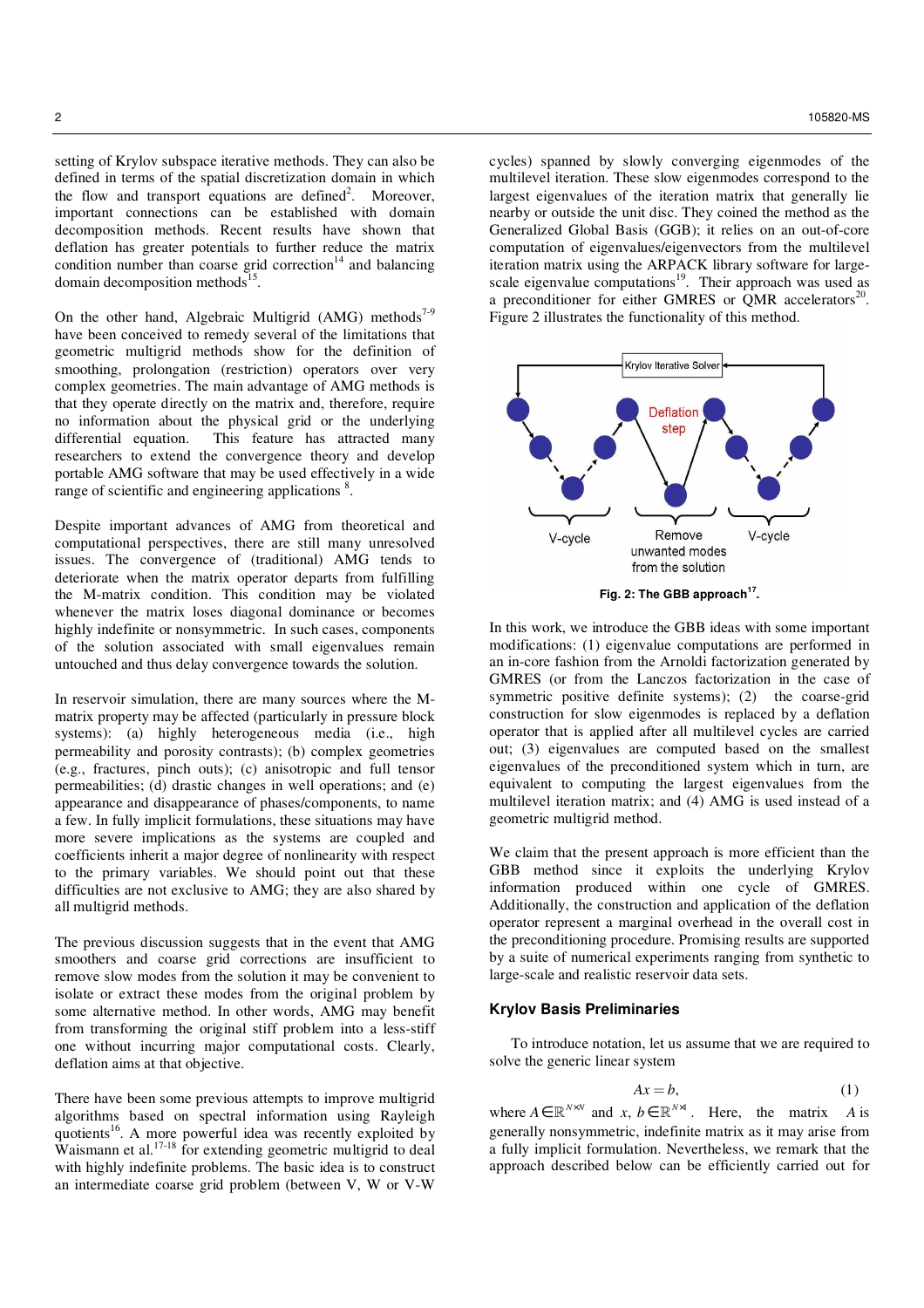setting of Krylov subspace iterative methods. They can also be defined in terms of the spatial discretization domain in which the flow and transport equations are defined[2]. Moreover, important connections can be established with domain decomposition methods. Recent results have shown that deflation has greater potentials to further reduce the matrix condition number than coarse grid correction[14] and balancing domain decomposition methods[15].

On the other hand, Algebraic Multigrid (AMG) methods[7-9] have been conceived to remedy several of the limitations that geometric multigrid methods show for the definition of smoothing, prolongation (restriction) operators over very complex geometries. The main advantage of AMG methods is that they operate directly on the matrix and, therefore, require no information about the physical grid or the underlying differential equation. This feature has attracted many researchers to extend the convergence theory and develop portable AMG software that may be used effectively in a wide range of scientific and engineering applications [8].

Despite important advances of AMG from theoretical and computational perspectives, there are still many unresolved issues. The convergence of (traditional) AMG tends to deteriorate when the matrix operator departs from fulfilling the M-matrix property. This condition may be violated whenever the matrix loses diagonal dominance or becomes highly indefinite or nonsymmetric. In such cases, components of the solution associated with small eigenvalues remain untouched and thus delay convergence towards the solution.

In reservoir simulation, there are many sources where the M-matrix property may be affected (particularly in pressure block systems): (a) highly heterogeneous media (i.e., high permeability and porosity contrasts); (b) complex geometries (e.g., fractures, pinch outs); (c) anisotropic and full tensor permeabilities; (d) drastic changes in well operations; and (e) appearance and disappearance of phases/components, to name a few. In fully implicit formulations, these situations may have more severe implications as the systems are coupled and coefficients inherit a major degree of nonlinearity with respect to the primary variables. We should point out that these difficulties are not exclusive to AMG; they are also shared by all multigrid methods.

The previous discussion suggests that in the event that AMG smoothers and coarse grid corrections are insufficient to remove slow modes from the solution it may be convenient to isolate or extract these modes from the original problem by some alternative method. In other words, AMG may benefit from transforming the original stiff problem into a less-stiff one without incurring major computational costs. Clearly, deflation aims at that objective.

There have been some previous attempts to improve multigrid algorithms based on spectral information using Rayleigh quotients[16]. A more powerful idea was recently exploited by Waismann et al.[17-18] for extending geometric multigrid to deal with highly indefinite problems. The basic idea is to construct an intermediate coarse grid problem (between V, W or V-W cycles) spanned by slowly converging eigenmodes of the multilevel iteration. These slow eigenmodes correspond to the largest eigenvalues of the iteration matrix that generally lie nearby or outside the unit disc. They coined the method as the Generalized Global Basis (GGB); it relies on an out-of-core computation of eigenvalues/eigenvectors from the multilevel iteration matrix using the ARPACK library software for large-scale eigenvalue computations[19]. Their approach was used as a preconditioner for either GMRES or QMR accelerators[20]. Figure 2 illustrates the functionality of this method.

**Fig. 2: The GBB approach[17].**

In this work, we introduce the GBB ideas with some important modifications: (1) eigenvalue computations are performed in an in-core fashion from the Arnoldi factorization generated by GMRES (or from the Lanczos factorization in the case of symmetric positive definite systems); (2) the coarse-grid construction for slow eigenmodes is replaced by a deflation operator that is applied after all multilevel cycles are carried out; (3) eigenvalues are computed based on the smallest eigenvalues of the preconditioned system which in turn, are equivalent to computing the largest eigenvalues from the multilevel iteration matrix; and (4) AMG is used instead of a geometric multigrid method.

We claim that the present approach is more efficient than the GBB method since it exploits the underlying Krylov information produced within one cycle of GMRES. Additionally, the construction and application of the deflation operator represent a marginal overhead in the overall cost in the preconditioning procedure. Promising results are supported by a suite of numerical experiments ranging from synthetic to large-scale and realistic reservoir data sets.

### Krylov Basis Preliminaries

To introduce notation, let us assume that we are required to solve the generic linear system

$$Ax = b, \tag{1}$$

where $A \in \mathbb{R}^{N \times N}$ and $x, b \in \mathbb{R}^{N \times 1}$. Here, the matrix $A$ is generally nonsymmetric, indefinite matrix as it may arise from a fully implicit formulation. Nevertheless, we remark that the approach described below can be efficiently carried out for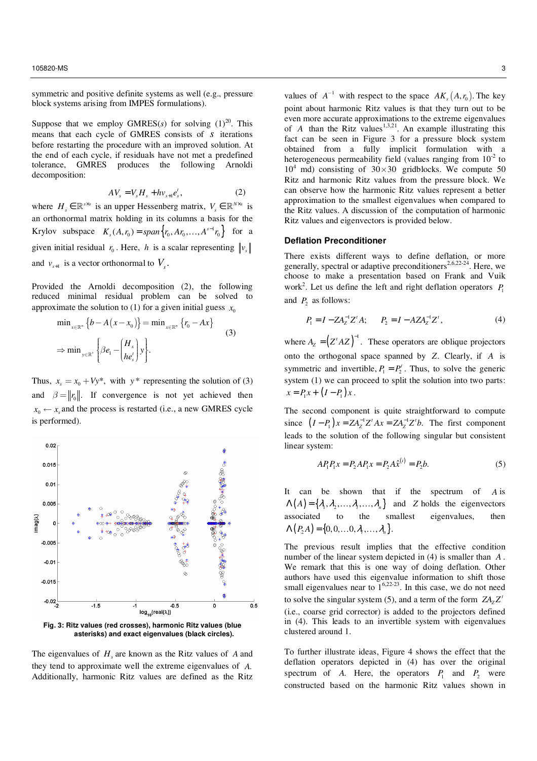symmetric and positive definite systems as well (e.g., pressure block systems arising from IMPES formulations).

Suppose that we employ GMRES($s$) for solving (1)[20]. This means that each cycle of GMRES consists of $s$ iterations before restarting the procedure with an improved solution. At the end of each cycle, if residuals have not met a predefined tolerance, GMRES produces the following Arnoldi decomposition:

$$AV_s = V_s H_s + h v_{s+1} e_s^t, \qquad (2)$$

where $H_s \in \mathbb{R}^{s \times s}$ is an upper Hessenberg matrix, $V_s \in \mathbb{R}^{N \times s}$ is an orthonormal matrix holding in its columns a basis for the Krylov subspace $K_s(A, r_0) = span\{r_0, Ar_0, \ldots, A^{s-1} r_0\}$ for a given initial residual $r_0$. Here, $h$ is a scalar representing $\|v_s\|$ and $v_{s+1}$ is a vector orthonormal to $V_s$.

Provided the Arnoldi decomposition (2), the following reduced minimal residual problem can be solved to approximate the solution to (1) for a given initial guess $x_0$

$$\min_{x \in \mathbb{R}^n} \{b - A(x - x_0)\} = \min_{x \in \mathbb{R}^n} \{r_0 - Ax\}$$
$$\Rightarrow \min_{y \in \mathbb{R}^s} \left\{ \beta e_1 - \begin{pmatrix} H_s \\ h e_s^t \end{pmatrix} y \right\}. \qquad (3)$$

Thus, $x_s = x_0 + Vy^*$, with $y^*$ representing the solution of (3) and $\beta = \|r_0\|$. If convergence is not yet achieved then $x_0 \leftarrow x_s$ and the process is restarted (i.e., a new GMRES cycle is performed).

**Fig. 3: Ritz values (red crosses), harmonic Ritz values (blue asterisks) and exact eigenvalues (black circles).**

The eigenvalues of $H_s$ are known as the Ritz values of $A$ and they tend to approximate well the extreme eigenvalues of $A$. Additionally, harmonic Ritz values are defined as the Ritz values of $A^{-1}$ with respect to the space $AK_s(A, r_0)$. The key point about harmonic Ritz values is that they turn out to be even more accurate approximations to the extreme eigenvalues of $A$ than the Ritz values[1,3,21]. An example illustrating this fact can be seen in Figure 3 for a pressure block system obtained from a fully implicit formulation with a heterogeneous permeability field (values ranging from $10^{-2}$ to $10^4$ md) consisting of $30 \times 30$ gridblocks. We compute 50 Ritz and harmonic Ritz values from the pressure block. We can observe how the harmonic Ritz values represent a better approximation to the smallest eigenvalues when compared to the Ritz values. A discussion of the computation of harmonic Ritz values and eigenvectors is provided below.

### Deflation Preconditioner

There exists different ways to define deflation, or more generally, spectral or adaptive preconditioners[2,6,22-24]. Here, we choose to make a presentation based on Frank and Vuik work[2]. Let us define the left and right deflation operators $P_1$ and $P_2$ as follows:

$$P_1 = I - Z A_Z^{-1} Z^t A; \qquad P_2 = I - A Z A_Z^{-1} Z^t, \qquad (4)$$

where $A_Z = \left(Z^t A Z\right)^{-1}$. These operators are oblique projectors onto the orthogonal space spanned by $Z$. Clearly, if $A$ is symmetric and invertible, $P_1 = P_2^t$. Thus, to solve the generic system (1) we can proceed to split the solution into two parts: $x = P_1 x + (I - P_1)x$.

The second component is quite straightforward to compute since $(I - P_1)x = Z A_Z^{-1} Z^t A x = Z A_Z^{-1} Z^t b$. The first component leads to the solution of the following singular but consistent linear system:

$$A P_1 P_1 x = P_2 A P_1 x = P_2 A \hat{x}^{(i)} = P_2 b. \qquad (5)$$

It can be shown that if the spectrum of $A$ is $\Lambda(A) = \{\lambda_1, \lambda_2, \ldots, \lambda_l, \ldots, \lambda_n\}$ and $Z$ holds the eigenvectors associated to the smallest eigenvalues, then $\Lambda(P_2 A) = \{0, 0, \ldots 0, \lambda_l, \ldots, \lambda_n\}$.

The previous result implies that the effective condition number of the linear system depicted in (4) is smaller than $A$. We remark that this is one way of doing deflation. Other authors have used this eigenvalue information to shift those small eigenvalues near to 1[6,22-23]. In this case, we do not need to solve the singular system (5), and a term of the form $Z A_Z Z^t$ (i.e., coarse grid corrector) is added to the projectors defined in (4). This leads to an invertible system with eigenvalues clustered around 1.

To further illustrate ideas, Figure 4 shows the effect that the deflation operators depicted in (4) has over the original spectrum of $A$. Here, the operators $P_1$ and $P_2$ were constructed based on the harmonic Ritz values shown in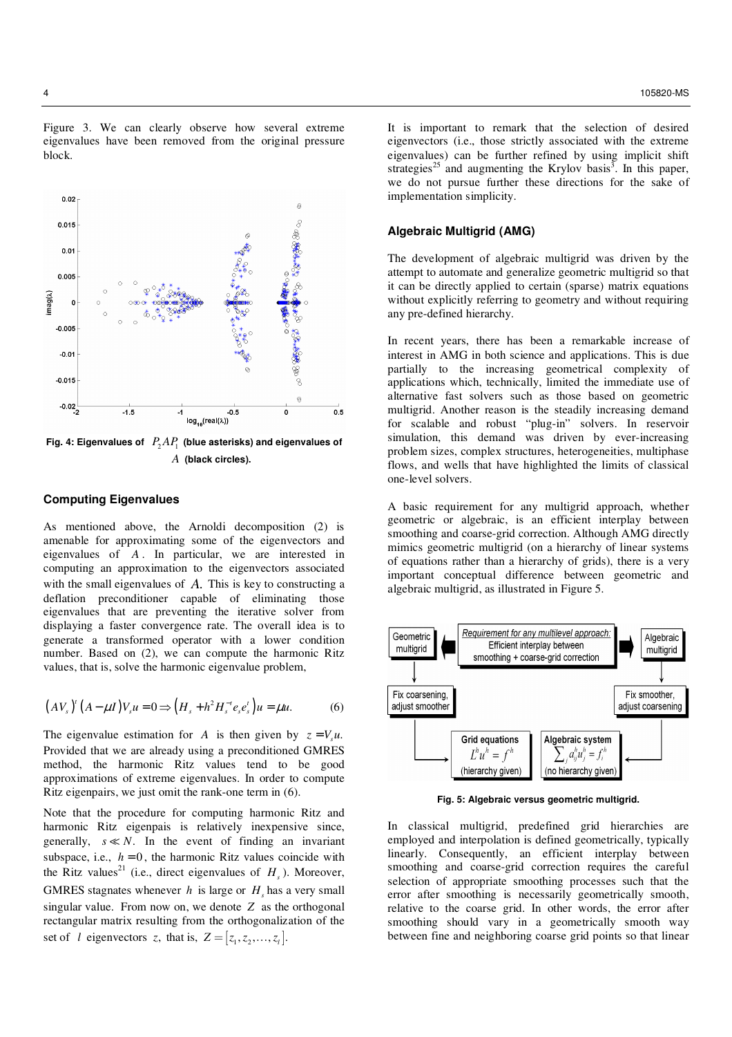Figure 3. We can clearly observe how several extreme eigenvalues have been removed from the original pressure block.

**Fig. 4: Eigenvalues of $P_2AP_1$ (blue asterisks) and eigenvalues of $A$ (black circles).**

## Computing Eigenvalues

As mentioned above, the Arnoldi decomposition (2) is amenable for approximating some of the eigenvectors and eigenvalues of $A$. In particular, we are interested in computing an approximation to the eigenvectors associated with the small eigenvalues of $A$. This is key to constructing a deflation preconditioner capable of eliminating those eigenvalues that are preventing the iterative solver from displaying a faster convergence rate. The overall idea is to generate a transformed operator with a lower condition number. Based on (2), we can compute the harmonic Ritz values, that is, solve the harmonic eigenvalue problem,

$$(AV_s)^t(A-\mu I)V_s u = 0 \Rightarrow \left(H_s + h^2 H_s^{-t} e_s e_s^t\right)u = \mu u. \qquad (6)$$

The eigenvalue estimation for $A$ is then given by $z = V_s u$. Provided that we are already using a preconditioned GMRES method, the harmonic Ritz values tend to be good approximations of extreme eigenvalues. In order to compute Ritz eigenpairs, we just omit the rank-one term in (6).

Note that the procedure for computing harmonic Ritz and harmonic Ritz eigenpais is relatively inexpensive since, generally, $s \ll N$. In the event of finding an invariant subspace, i.e., $h = 0$, the harmonic Ritz values coincide with the Ritz values[21] (i.e., direct eigenvalues of $H_s$). Moreover, GMRES stagnates whenever $h$ is large or $H_s$ has a very small singular value. From now on, we denote $Z$ as the orthogonal rectangular matrix resulting from the orthogonalization of the set of $l$ eigenvectors $z$, that is, $Z = [z_1, z_2, \ldots, z_l]$.

It is important to remark that the selection of desired eigenvectors (i.e., those strictly associated with the extreme eigenvalues) can be further refined by using implicit shift strategies[25] and augmenting the Krylov basis[3]. In this paper, we do not pursue further these directions for the sake of implementation simplicity.

## Algebraic Multigrid (AMG)

The development of algebraic multigrid was driven by the attempt to automate and generalize geometric multigrid so that it can be directly applied to certain (sparse) matrix equations without explicitly referring to geometry and without requiring any pre-defined hierarchy.

In recent years, there has been a remarkable increase of interest in AMG in both science and applications. This is due partially to the increasing geometrical complexity of applications which, technically, limited the immediate use of alternative fast solvers such as those based on geometric multigrid. Another reason is the steadily increasing demand for scalable and robust "plug-in" solvers. In reservoir simulation, this demand was driven by ever-increasing problem sizes, complex structures, heterogeneities, multiphase flows, and wells that have highlighted the limits of classical one-level solvers.

A basic requirement for any multigrid approach, whether geometric or algebraic, is an efficient interplay between smoothing and coarse-grid correction. Although AMG directly mimics geometric multigrid (on a hierarchy of linear systems of equations rather than a hierarchy of grids), there is a very important conceptual difference between geometric and algebraic multigrid, as illustrated in Figure 5.

**Fig. 5: Algebraic versus geometric multigrid.**

In classical multigrid, predefined grid hierarchies are employed and interpolation is defined geometrically, typically linearly. Consequently, an efficient interplay between smoothing and coarse-grid correction requires the careful selection of appropriate smoothing processes such that the error after smoothing is necessarily geometrically smooth, relative to the coarse grid. In other words, the error after smoothing should vary in a geometrically smooth way between fine and neighboring coarse grid points so that linear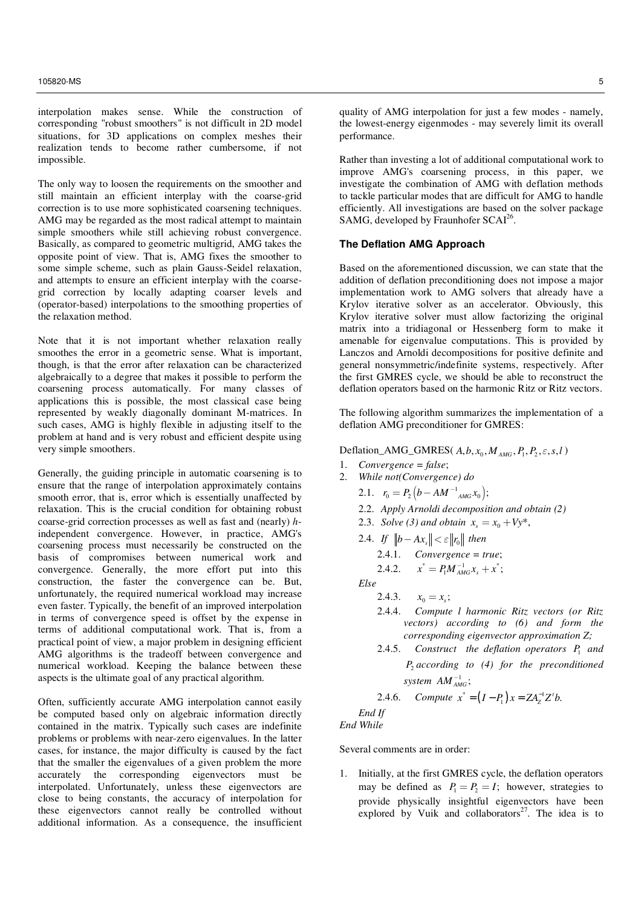interpolation makes sense. While the construction of corresponding "robust smoothers" is not difficult in 2D model situations, for 3D applications on complex meshes their realization tends to become rather cumbersome, if not impossible.

The only way to loosen the requirements on the smoother and still maintain an efficient interplay with the coarse-grid correction is to use more sophisticated coarsening techniques. AMG may be regarded as the most radical attempt to maintain simple smoothers while still achieving robust convergence. Basically, as compared to geometric multigrid, AMG takes the opposite point of view. That is, AMG fixes the smoother to some simple scheme, such as plain Gauss-Seidel relaxation, and attempts to ensure an efficient interplay with the coarse-grid correction by locally adapting coarser levels and (operator-based) interpolations to the smoothing properties of the relaxation method.

Note that it is not important whether relaxation really smoothes the error in a geometric sense. What is important, though, is that the error after relaxation can be characterized algebraically to a degree that makes it possible to perform the coarsening process automatically. For many classes of applications this is possible, the most classical case being represented by weakly diagonally dominant M-matrices. In such cases, AMG is highly flexible in adjusting itself to the problem at hand and is very robust and efficient despite using very simple smoothers.

Generally, the guiding principle in automatic coarsening is to ensure that the range of interpolation approximately contains smooth error, that is, error which is essentially unaffected by relaxation. This is the crucial condition for obtaining robust coarse-grid correction processes as well as fast and (nearly) *h*-independent convergence. However, in practice, AMG's coarsening process must necessarily be constructed on the basis of compromises between numerical work and convergence. Generally, the more effort put into this construction, the faster the convergence can be. But, unfortunately, the required numerical workload may increase even faster. Typically, the benefit of an improved interpolation in terms of convergence speed is offset by the expense in terms of additional computational work. That is, from a practical point of view, a major problem in designing efficient AMG algorithms is the tradeoff between convergence and numerical workload. Keeping the balance between these aspects is the ultimate goal of any practical algorithm.

Often, sufficiently accurate AMG interpolation cannot easily be computed based only on algebraic information directly contained in the matrix. Typically such cases are indefinite problems or problems with near-zero eigenvalues. In the latter cases, for instance, the major difficulty is caused by the fact that the smaller the eigenvalues of a given problem the more accurately the corresponding eigenvectors must be interpolated. Unfortunately, unless these eigenvectors are close to being constants, the accuracy of interpolation for these eigenvectors cannot really be controlled without additional information. As a consequence, the insufficient quality of AMG interpolation for just a few modes - namely, the lowest-energy eigenmodes - may severely limit its overall performance.

Rather than investing a lot of additional computational work to improve AMG's coarsening process, in this paper, we investigate the combination of AMG with deflation methods to tackle particular modes that are difficult for AMG to handle efficiently. All investigations are based on the solver package SAMG, developed by Fraunhofer SCAI[26].

### The Deflation AMG Approach

Based on the aforementioned discussion, we can state that the addition of deflation preconditioning does not impose a major implementation work to AMG solvers that already have a Krylov iterative solver as an accelerator. Obviously, this Krylov iterative solver must allow factorizing the original matrix into a tridiagonal or Hessenberg form to make it amenable for eigenvalue computations. This is provided by Lanczos and Arnoldi decompositions for positive definite and general nonsymmetric/indefinite systems, respectively. After the first GMRES cycle, we should be able to reconstruct the deflation operators based on the harmonic Ritz or Ritz vectors.

The following algorithm summarizes the implementation of a deflation AMG preconditioner for GMRES:

Deflation_AMG_GMRES( $A, b, x_0, M_{AMG}, P_1, P_2, \varepsilon, s, l$ )

1. *Convergence = false*;
2. *While not(Convergence) do*
   - 2.1. $r_0 = P_2\left(b - AM^{-1}{}_{AMG}x_0\right)$;
   - 2.2. *Apply Arnoldi decomposition and obtain (2)*
   - 2.3. *Solve (3) and obtain* $x_s = x_0 + Vy^*$,
   - 2.4. *If* $\|b - Ax_s\| < \varepsilon\|r_0\|$ *then*
     - 2.4.1. *Convergence = true*;
     - 2.4.2. $x^* = P_1 M_{AMG}^{-1} x_s + x^*$;

   *Else*
     - 2.4.3. $x_0 = x_s$;
     - 2.4.4. *Compute l harmonic Ritz vectors (or Ritz vectors) according to (6) and form the corresponding eigenvector approximation Z;*
     - 2.4.5. *Construct the deflation operators* $P_1$ *and* $P_2$ *according to (4) for the preconditioned system* $AM_{AMG}^{-1}$;
     - 2.4.6. *Compute* $x^* = \left(I - P_1\right)x = ZA_Z^{-1}Z^t b.$

   *End If*

*End While*

Several comments are in order:

1. Initially, at the first GMRES cycle, the deflation operators may be defined as $P_1 = P_2 = I$; however, strategies to provide physically insightful eigenvectors have been explored by Vuik and collaborators[27]. The idea is to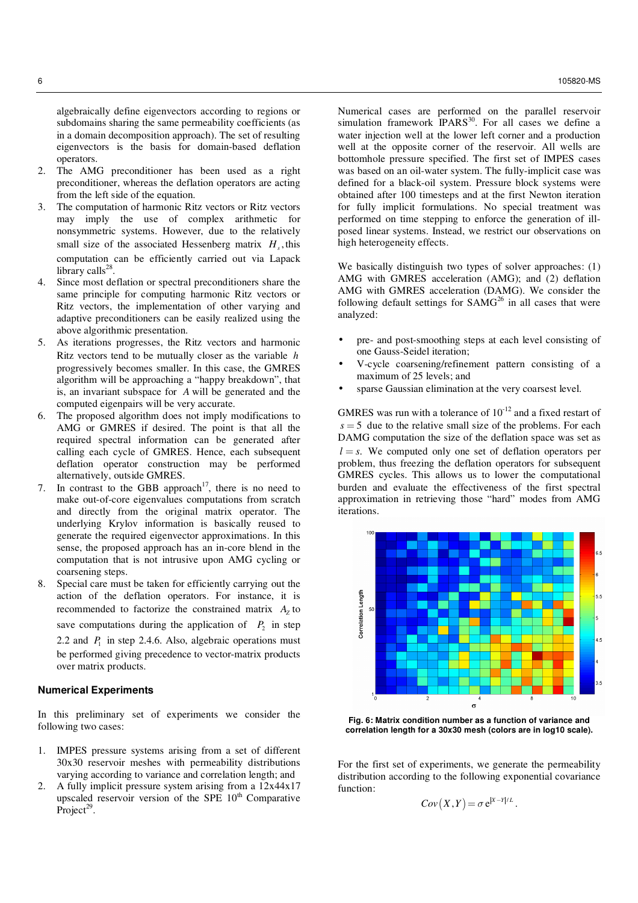algebraically define eigenvectors according to regions or subdomains sharing the same permeability coefficients (as in a domain decomposition approach). The set of resulting eigenvectors is the basis for domain-based deflation operators.

2. The AMG preconditioner has been used as a right preconditioner, whereas the deflation operators are acting from the left side of the equation.
3. The computation of harmonic Ritz vectors or Ritz vectors may imply the use of complex arithmetic for nonsymmetric systems. However, due to the relatively small size of the associated Hessenberg matrix $H_s$, this computation can be efficiently carried out via Lapack library calls[28].
4. Since most deflation or spectral preconditioners share the same principle for computing harmonic Ritz vectors or Ritz vectors, the implementation of other varying and adaptive preconditioners can be easily realized using the above algorithmic presentation.
5. As iterations progresses, the Ritz vectors and harmonic Ritz vectors tend to be mutually closer as the variable $h$ progressively becomes smaller. In this case, the GMRES algorithm will be approaching a "happy breakdown", that is, an invariant subspace for $A$ will be generated and the computed eigenpairs will be very accurate.
6. The proposed algorithm does not imply modifications to AMG or GMRES if desired. The point is that all the required spectral information can be generated after calling each cycle of GMRES. Hence, each subsequent deflation operator construction may be performed alternatively, outside GMRES.
7. In contrast to the GBB approach[17], there is no need to make out-of-core eigenvalues computations from scratch and directly from the original matrix operator. The underlying Krylov information is basically reused to generate the required eigenvector approximations. In this sense, the proposed approach has an in-core blend in the computation that is not intrusive upon AMG cycling or coarsening steps.
8. Special care must be taken for efficiently carrying out the action of the deflation operators. For instance, it is recommended to factorize the constrained matrix $A_Z$ to save computations during the application of $P_2$ in step 2.2 and $P_1$ in step 2.4.6. Also, algebraic operations must be performed giving precedence to vector-matrix products over matrix products.

## Numerical Experiments

In this preliminary set of experiments we consider the following two cases:

1. IMPES pressure systems arising from a set of different 30x30 reservoir meshes with permeability distributions varying according to variance and correlation length; and
2. A fully implicit pressure system arising from a 12x44x17 upscaled reservoir version of the SPE 10[th] Comparative Project[29].

Numerical cases are performed on the parallel reservoir simulation framework IPARS[30]. For all cases we define a water injection well at the lower left corner and a production well at the opposite corner of the reservoir. All wells are bottomhole pressure specified. The first set of IMPES cases was based on an oil-water system. The fully-implicit case was defined for a black-oil system. Pressure block systems were obtained after 100 timesteps and at the first Newton iteration for fully implicit formulations. No special treatment was performed on time stepping to enforce the generation of ill-posed linear systems. Instead, we restrict our observations on high heterogeneity effects.

We basically distinguish two types of solver approaches: (1) AMG with GMRES acceleration (AMG); and (2) deflation AMG with GMRES acceleration (DAMG). We consider the following default settings for SAMG[26] in all cases that were analyzed:

- pre- and post-smoothing steps at each level consisting of one Gauss-Seidel iteration;
- V-cycle coarsening/refinement pattern consisting of a maximum of 25 levels; and
- sparse Gaussian elimination at the very coarsest level.

GMRES was run with a tolerance of $10^{-12}$ and a fixed restart of $s = 5$ due to the relative small size of the problems. For each DAMG computation the size of the deflation space was set as $l = s$. We computed only one set of deflation operators per problem, thus freezing the deflation operators for subsequent GMRES cycles. This allows us to lower the computational burden and evaluate the effectiveness of the first spectral approximation in retrieving those "hard" modes from AMG iterations.

**Fig. 6: Matrix condition number as a function of variance and correlation length for a 30x30 mesh (colors are in log10 scale).**

For the first set of experiments, we generate the permeability distribution according to the following exponential covariance function:

$$Cov(X,Y) = \sigma e^{|X-Y|/L}.$$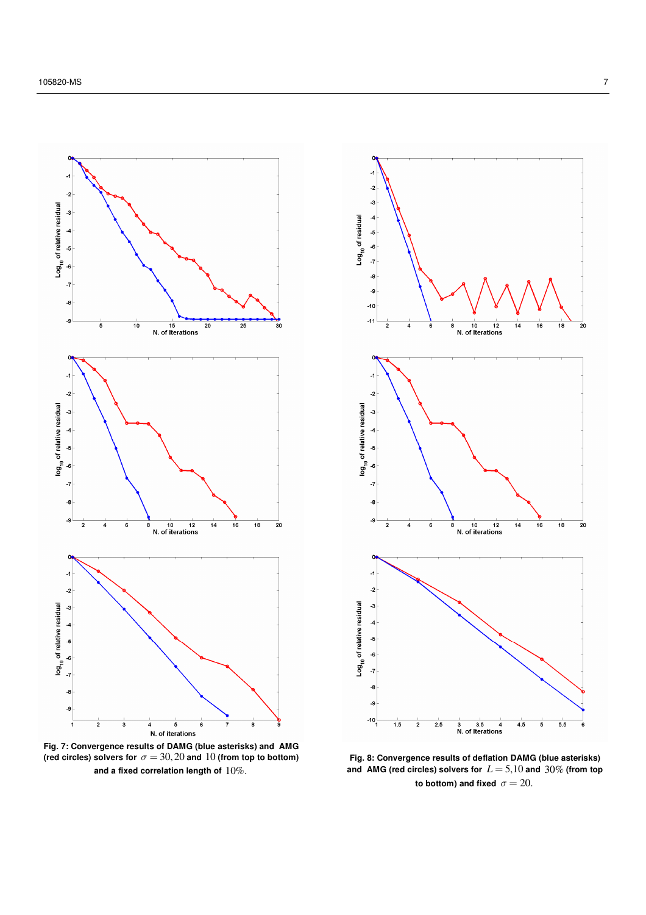**Fig. 7: Convergence results of DAMG (blue asterisks) and AMG (red circles) solvers for $\sigma = 30, 20$ and $10$ (from top to bottom) and a fixed correlation length of $10\%$.**

**Fig. 8: Convergence results of deflation DAMG (blue asterisks) and AMG (red circles) solvers for $L = 5, 10$ and $30\%$ (from top to bottom) and fixed $\sigma = 20$.**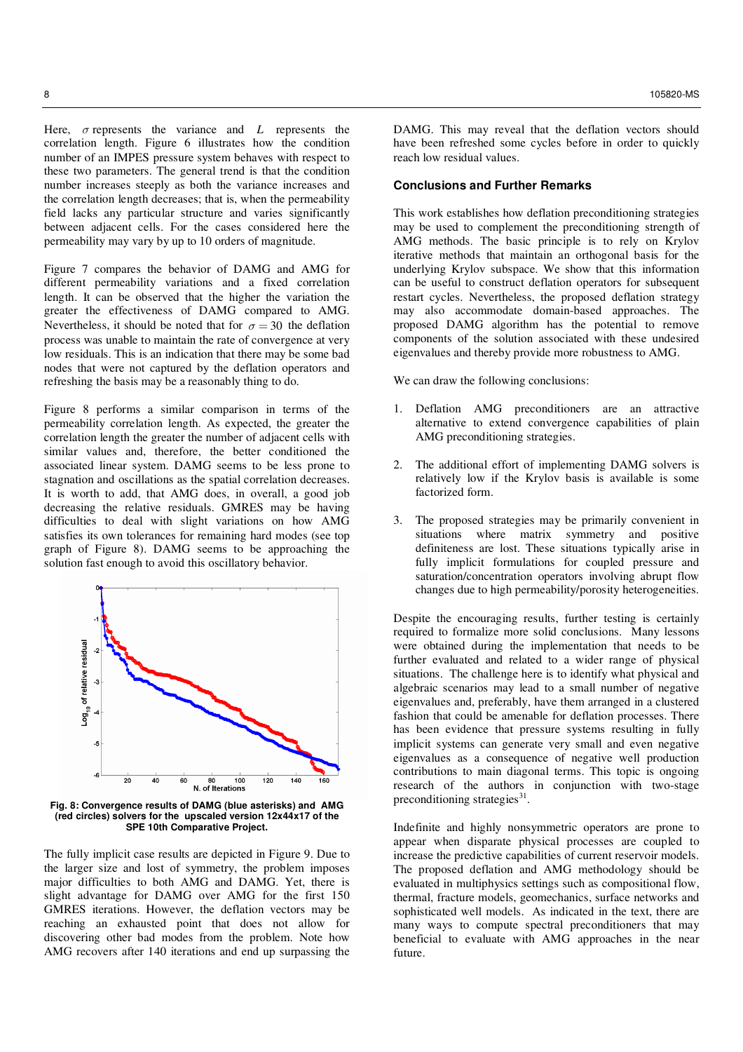Here, $\sigma$ represents the variance and $L$ represents the correlation length. Figure 6 illustrates how the condition number of an IMPES pressure system behaves with respect to these two parameters. The general trend is that the condition number increases steeply as both the variance increases and the correlation length decreases; that is, when the permeability field lacks any particular structure and varies significantly between adjacent cells. For the cases considered here the permeability may vary by up to 10 orders of magnitude.

Figure 7 compares the behavior of DAMG and AMG for different permeability variations and a fixed correlation length. It can be observed that the higher the variation the greater the effectiveness of DAMG compared to AMG. Nevertheless, it should be noted that for $\sigma = 30$ the deflation process was unable to maintain the rate of convergence at very low residuals. This is an indication that there may be some bad nodes that were not captured by the deflation operators and refreshing the basis may be a reasonably thing to do.

Figure 8 performs a similar comparison in terms of the permeability correlation length. As expected, the greater the correlation length the greater the number of adjacent cells with similar values and, therefore, the better conditioned the associated linear system. DAMG seems to be less prone to stagnation and oscillations as the spatial correlation decreases. It is worth to add, that AMG does, in overall, a good job decreasing the relative residuals. GMRES may be having difficulties to deal with slight variations on how AMG satisfies its own tolerances for remaining hard modes (see top graph of Figure 8). DAMG seems to be approaching the solution fast enough to avoid this oscillatory behavior.

**Fig. 8: Convergence results of DAMG (blue asterisks) and AMG (red circles) solvers for the upscaled version 12x44x17 of the SPE 10th Comparative Project.**

The fully implicit case results are depicted in Figure 9. Due to the larger size and lost of symmetry, the problem imposes major difficulties to both AMG and DAMG. Yet, there is slight advantage for DAMG over AMG for the first 150 GMRES iterations. However, the deflation vectors may be reaching an exhausted point that does not allow for discovering other bad modes from the problem. Note how AMG recovers after 140 iterations and end up surpassing the DAMG. This may reveal that the deflation vectors should have been refreshed some cycles before in order to quickly reach low residual values.

## Conclusions and Further Remarks

This work establishes how deflation preconditioning strategies may be used to complement the preconditioning strength of AMG methods. The basic principle is to rely on Krylov iterative methods that maintain an orthogonal basis for the underlying Krylov subspace. We show that this information can be useful to construct deflation operators for subsequent restart cycles. Nevertheless, the proposed deflation strategy may also accommodate domain-based approaches. The proposed DAMG algorithm has the potential to remove components of the solution associated with these undesired eigenvalues and thereby provide more robustness to AMG.

We can draw the following conclusions:

1. Deflation AMG preconditioners are an attractive alternative to extend convergence capabilities of plain AMG preconditioning strategies.
2. The additional effort of implementing DAMG solvers is relatively low if the Krylov basis is available is some factorized form.
3. The proposed strategies may be primarily convenient in situations where matrix symmetry and positive definiteness are lost. These situations typically arise in fully implicit formulations for coupled pressure and saturation/concentration operators involving abrupt flow changes due to high permeability/porosity heterogeneities.

Despite the encouraging results, further testing is certainly required to formalize more solid conclusions. Many lessons were obtained during the implementation that needs to be further evaluated and related to a wider range of physical situations. The challenge here is to identify what physical and algebraic scenarios may lead to a small number of negative eigenvalues and, preferably, have them arranged in a clustered fashion that could be amenable for deflation processes. There has been evidence that pressure systems resulting in fully implicit systems can generate very small and even negative eigenvalues as a consequence of negative well production contributions to main diagonal terms. This topic is ongoing research of the authors in conjunction with two-stage preconditioning strategies[31].

Indefinite and highly nonsymmetric operators are prone to appear when disparate physical processes are coupled to increase the predictive capabilities of current reservoir models. The proposed deflation and AMG methodology should be evaluated in multiphysics settings such as compositional flow, thermal, fracture models, geomechanics, surface networks and sophisticated well models. As indicated in the text, there are many ways to compute spectral preconditioners that may beneficial to evaluate with AMG approaches in the near future.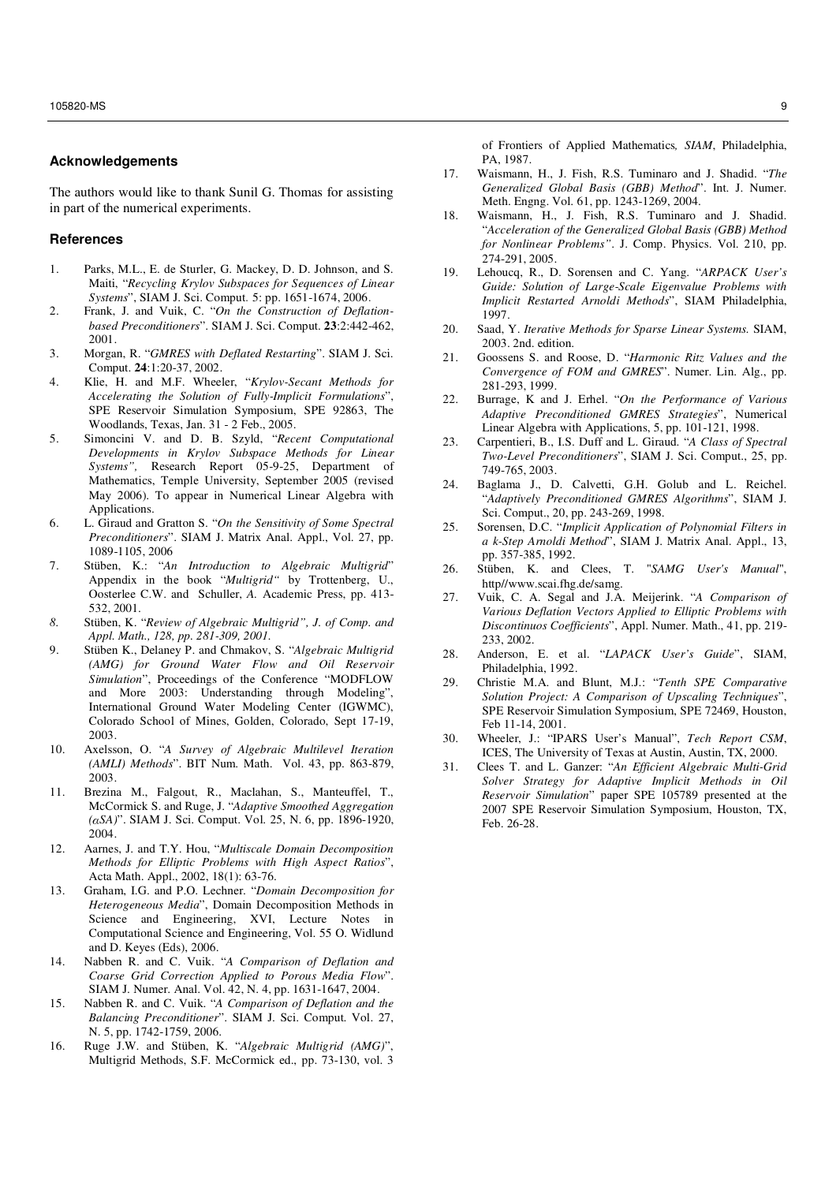### Acknowledgements

The authors would like to thank Sunil G. Thomas for assisting in part of the numerical experiments.

### References

1. Parks, M.L., E. de Sturler, G. Mackey, D. D. Johnson, and S. Maiti, "*Recycling Krylov Subspaces for Sequences of Linear Systems*", SIAM J. Sci. Comput. 5: pp. 1651-1674, 2006.
2. Frank, J. and Vuik, C. "*On the Construction of Deflation-based Preconditioners*". SIAM J. Sci. Comput. **23**:2:442-462, 2001.
3. Morgan, R. "*GMRES with Deflated Restarting*". SIAM J. Sci. Comput. **24**:1:20-37, 2002.
4. Klie, H. and M.F. Wheeler, "*Krylov-Secant Methods for Accelerating the Solution of Fully-Implicit Formulations*", SPE Reservoir Simulation Symposium, SPE 92863, The Woodlands, Texas, Jan. 31 - 2 Feb., 2005.
5. Simoncini V. and D. B. Szyld, "*Recent Computational Developments in Krylov Subspace Methods for Linear Systems",* Research Report 05-9-25, Department of Mathematics, Temple University, September 2005 (revised May 2006). To appear in Numerical Linear Algebra with Applications.
6. L. Giraud and Gratton S. "*On the Sensitivity of Some Spectral Preconditioners*". SIAM J. Matrix Anal. Appl., Vol. 27, pp. 1089-1105, 2006
7. Stüben, K.: "*An Introduction to Algebraic Multigrid*" Appendix in the book "*Multigrid"* by Trottenberg, U., Oosterlee C.W. and Schuller, *A.* Academic Press, pp. 413-532, 2001.
8. *Stüben, K. "Review of Algebraic Multigrid", J. of Comp. and Appl. Math., 128, pp. 281-309, 2001.*
9. Stüben K., Delaney P. and Chmakov, S. "*Algebraic Multigrid (AMG) for Ground Water Flow and Oil Reservoir Simulation*", Proceedings of the Conference "MODFLOW and More 2003: Understanding through Modeling", International Ground Water Modeling Center (IGWMC), Colorado School of Mines, Golden, Colorado, Sept 17-19, 2003.
10. Axelsson, O. "*A Survey of Algebraic Multilevel Iteration (AMLI) Methods*". BIT Num. Math. Vol. 43, pp. 863-879, 2003.
11. Brezina M., Falgout, R., Maclahan, S., Manteuffel, T., McCormick S. and Ruge, J. "*Adaptive Smoothed Aggregation (αSA)*". SIAM J. Sci. Comput. Vol. 25, N. 6, pp. 1896-1920, 2004.
12. Aarnes, J. and T.Y. Hou, "*Multiscale Domain Decomposition Methods for Elliptic Problems with High Aspect Ratios*", Acta Math. Appl., 2002, 18(1): 63-76.
13. Graham, I.G. and P.O. Lechner. "*Domain Decomposition for Heterogeneous Media*", Domain Decomposition Methods in Science and Engineering, XVI, Lecture Notes in Computational Science and Engineering, Vol. 55 O. Widlund and D. Keyes (Eds), 2006.
14. Nabben R. and C. Vuik. "*A Comparison of Deflation and Coarse Grid Correction Applied to Porous Media Flow*". SIAM J. Numer. Anal. Vol. 42, N. 4, pp. 1631-1647, 2004.
15. Nabben R. and C. Vuik. "*A Comparison of Deflation and the Balancing Preconditioner*". SIAM J. Sci. Comput. Vol. 27, N. 5, pp. 1742-1759, 2006.
16. Ruge J.W. and Stüben, K. "*Algebraic Multigrid (AMG)*", Multigrid Methods, S.F. McCormick ed., pp. 73-130, vol. 3 of Frontiers of Applied Mathematics*, SIAM*, Philadelphia, PA, 1987.
17. Waismann, H., J. Fish, R.S. Tuminaro and J. Shadid. "*The Generalized Global Basis (GBB) Method*". Int. J. Numer. Meth. Engng. Vol. 61, pp. 1243-1269, 2004.
18. Waismann, H., J. Fish, R.S. Tuminaro and J. Shadid. "*Acceleration of the Generalized Global Basis (GBB) Method for Nonlinear Problems"*. J. Comp. Physics. Vol. 210, pp. 274-291, 2005.
19. Lehoucq, R., D. Sorensen and C. Yang. "*ARPACK User's Guide: Solution of Large-Scale Eigenvalue Problems with Implicit Restarted Arnoldi Methods*", SIAM Philadelphia, 1997.
20. Saad, Y. *Iterative Methods for Sparse Linear Systems.* SIAM, 2003. 2nd. edition.
21. Goossens S. and Roose, D. "*Harmonic Ritz Values and the Convergence of FOM and GMRES*". Numer. Lin. Alg., pp. 281-293, 1999.
22. Burrage, K and J. Erhel. "*On the Performance of Various Adaptive Preconditioned GMRES Strategies*", Numerical Linear Algebra with Applications, 5, pp. 101-121, 1998.
23. Carpentieri, B., I.S. Duff and L. Giraud. "*A Class of Spectral Two-Level Preconditioners*", SIAM J. Sci. Comput., 25, pp. 749-765, 2003.
24. Baglama J., D. Calvetti, G.H. Golub and L. Reichel. "*Adaptively Preconditioned GMRES Algorithms*", SIAM J. Sci. Comput., 20, pp. 243-269, 1998.
25. Sorensen, D.C. "*Implicit Application of Polynomial Filters in a k-Step Arnoldi Method*", SIAM J. Matrix Anal. Appl., 13, pp. 357-385, 1992.
26. Stüben, K. and Clees, T. "*SAMG User's Manual*", http//www.scai.fhg.de/samg.
27. Vuik, C. A. Segal and J.A. Meijerink. "*A Comparison of Various Deflation Vectors Applied to Elliptic Problems with Discontinuos Coefficients*", Appl. Numer. Math., 41, pp. 219-233, 2002.
28. Anderson, E. et al. "*LAPACK User's Guide*", SIAM, Philadelphia, 1992.
29. Christie M.A. and Blunt, M.J.: "*Tenth SPE Comparative Solution Project: A Comparison of Upscaling Techniques*", SPE Reservoir Simulation Symposium, SPE 72469, Houston, Feb 11-14, 2001.
30. Wheeler, J.: "IPARS User's Manual", *Tech Report CSM*, ICES, The University of Texas at Austin, Austin, TX, 2000.
31. Clees T. and L. Ganzer: "*An Efficient Algebraic Multi-Grid Solver Strategy for Adaptive Implicit Methods in Oil Reservoir Simulation*" paper SPE 105789 presented at the 2007 SPE Reservoir Simulation Symposium, Houston, TX, Feb. 26-28.